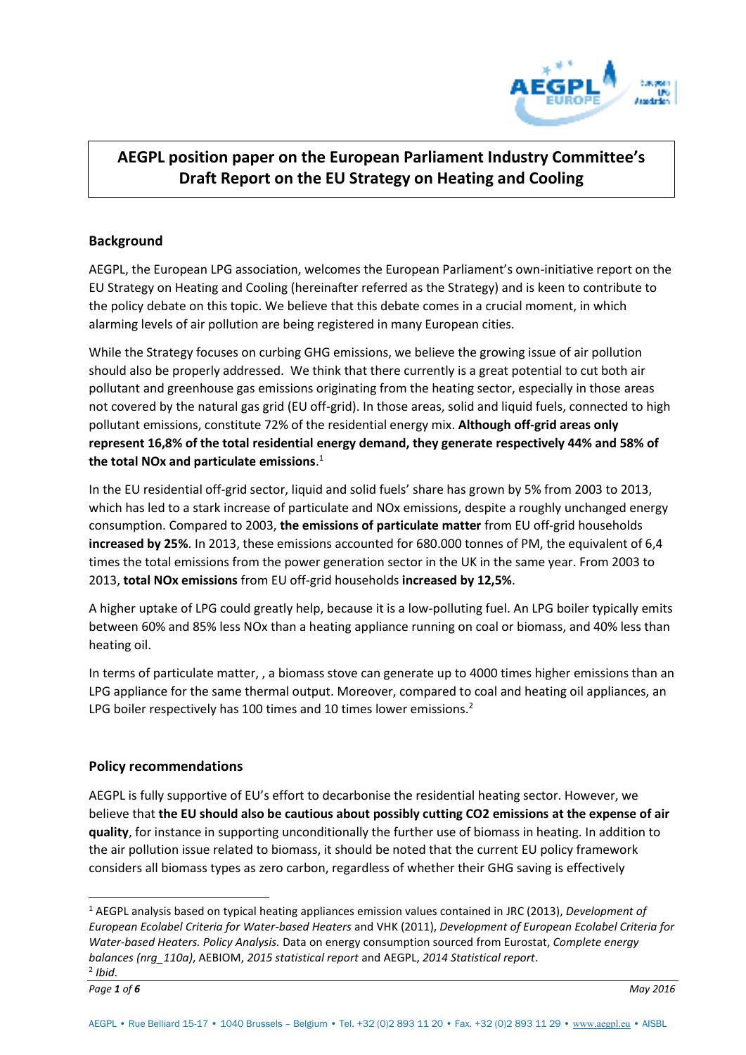# AEGPL position paper on the European Parliament Industry Committee's Draft Report on the EU Strategy on Heating and Cooling

## Background

AEGPL, the European LPG association, welcomes the European Parliament's own-initiative report on the EU Strategy on Heating and Cooling (hereinafter referred as the Strategy) and is keen to contribute to the policy debate on this topic. We believe that this debate comes in a crucial moment, in which alarming levels of air pollution are being registered in many European cities.

While the Strategy focuses on curbing GHG emissions, we believe the growing issue of air pollution should also be properly addressed. We think that there currently is a great potential to cut both air pollutant and greenhouse gas emissions originating from the heating sector, especially in those areas not covered by the natural gas grid (EU off-grid). In those areas, solid and liquid fuels, connected to high pollutant emissions, constitute 72% of the residential energy mix. **Although off-grid areas only represent 16,8% of the total residential energy demand, they generate respectively 44% and 58% of the total NOx and particulate emissions**.[1]

In the EU residential off-grid sector, liquid and solid fuels' share has grown by 5% from 2003 to 2013, which has led to a stark increase of particulate and NOx emissions, despite a roughly unchanged energy consumption. Compared to 2003, **the emissions of particulate matter** from EU off-grid households **increased by 25%**. In 2013, these emissions accounted for 680.000 tonnes of PM, the equivalent of 6,4 times the total emissions from the power generation sector in the UK in the same year. From 2003 to 2013, **total NOx emissions** from EU off-grid households **increased by 12,5%**.

A higher uptake of LPG could greatly help, because it is a low-polluting fuel. An LPG boiler typically emits between 60% and 85% less NOx than a heating appliance running on coal or biomass, and 40% less than heating oil.

In terms of particulate matter, , a biomass stove can generate up to 4000 times higher emissions than an LPG appliance for the same thermal output. Moreover, compared to coal and heating oil appliances, an LPG boiler respectively has 100 times and 10 times lower emissions.[2]

## Policy recommendations

AEGPL is fully supportive of EU's effort to decarbonise the residential heating sector. However, we believe that **the EU should also be cautious about possibly cutting CO2 emissions at the expense of air quality**, for instance in supporting unconditionally the further use of biomass in heating. In addition to the air pollution issue related to biomass, it should be noted that the current EU policy framework considers all biomass types as zero carbon, regardless of whether their GHG saving is effectively

---

[1] AEGPL analysis based on typical heating appliances emission values contained in JRC (2013), *Development of European Ecolabel Criteria for Water-based Heaters* and VHK (2011), *Development of European Ecolabel Criteria for Water-based Heaters. Policy Analysis.* Data on energy consumption sourced from Eurostat, *Complete energy balances (nrg_110a)*, AEBIOM, *2015 statistical report* and AEGPL, *2014 Statistical report*.

[2] *Ibid.*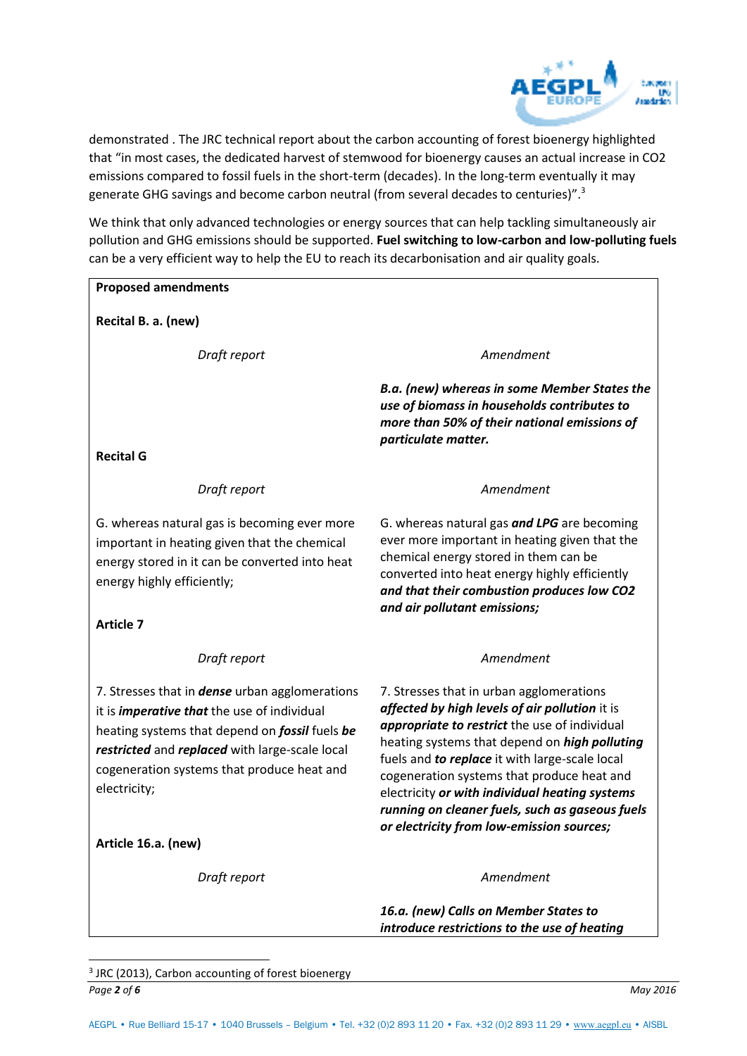demonstrated . The JRC technical report about the carbon accounting of forest bioenergy highlighted that "in most cases, the dedicated harvest of stemwood for bioenergy causes an actual increase in $CO_2$ emissions compared to fossil fuels in the short-term (decades). In the long-term eventually it may generate GHG savings and become carbon neutral (from several decades to centuries)".[3]

We think that only advanced technologies or energy sources that can help tackling simultaneously air pollution and GHG emissions should be supported. **Fuel switching to low-carbon and low-polluting fuels** can be a very efficient way to help the EU to reach its decarbonisation and air quality goals.

**Proposed amendments**

**Recital B. a. (new)**

| *Draft report* | *Amendment* |
|---|---|
| | ***B.a. (new) whereas in some Member States the use of biomass in households contributes to more than 50% of their national emissions of particulate matter.*** |

**Recital G**

| *Draft report* | *Amendment* |
|---|---|
| G. whereas natural gas is becoming ever more important in heating given that the chemical energy stored in it can be converted into heat energy highly efficiently; | G. whereas natural gas ***and LPG*** are becoming ever more important in heating given that the chemical energy stored in them can be converted into heat energy highly efficiently ***and that their combustion produces low $CO_2$ and air pollutant emissions;*** |

**Article 7**

| *Draft report* | *Amendment* |
|---|---|
| 7. Stresses that in ***dense*** urban agglomerations it is ***imperative that*** the use of individual heating systems that depend on ***fossil*** fuels ***be restricted*** and ***replaced*** with large-scale local cogeneration systems that produce heat and electricity; | 7. Stresses that in urban agglomerations ***affected by high levels of air pollution*** it is ***appropriate to restrict*** the use of individual heating systems that depend on ***high polluting*** fuels and ***to replace*** it with large-scale local cogeneration systems that produce heat and electricity ***or with individual heating systems running on cleaner fuels, such as gaseous fuels or electricity from low-emission sources;*** |

**Article 16.a. (new)**

| *Draft report* | *Amendment* |
|---|---|
| | ***16.a. (new) Calls on Member States to introduce restrictions to the use of heating*** |

[3] JRC (2013), Carbon accounting of forest bioenergy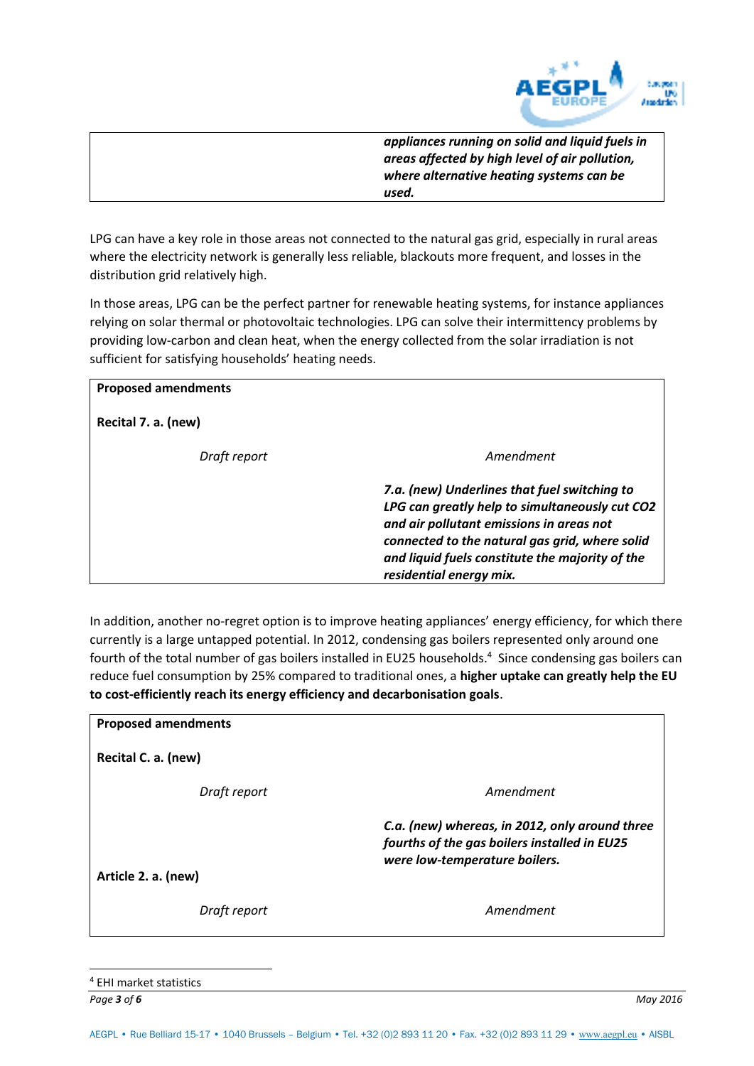| | |
|---|---|
| | ***appliances running on solid and liquid fuels in areas affected by high level of air pollution, where alternative heating systems can be used.*** |

LPG can have a key role in those areas not connected to the natural gas grid, especially in rural areas where the electricity network is generally less reliable, blackouts more frequent, and losses in the distribution grid relatively high.

In those areas, LPG can be the perfect partner for renewable heating systems, for instance appliances relying on solar thermal or photovoltaic technologies. LPG can solve their intermittency problems by providing low-carbon and clean heat, when the energy collected from the solar irradiation is not sufficient for satisfying households' heating needs.

**Proposed amendments**

**Recital 7. a. (new)**

| *Draft report* | *Amendment* |
|---|---|
| | ***7.a. (new) Underlines that fuel switching to LPG can greatly help to simultaneously cut $CO_2$ and air pollutant emissions in areas not connected to the natural gas grid, where solid and liquid fuels constitute the majority of the residential energy mix.*** |

In addition, another no-regret option is to improve heating appliances' energy efficiency, for which there currently is a large untapped potential. In 2012, condensing gas boilers represented only around one fourth of the total number of gas boilers installed in EU25 households.[4] Since condensing gas boilers can reduce fuel consumption by 25% compared to traditional ones, a **higher uptake can greatly help the EU to cost-efficiently reach its energy efficiency and decarbonisation goals**.

**Proposed amendments**

**Recital C. a. (new)**

| *Draft report* | *Amendment* |
|---|---|
| | ***C.a. (new) whereas, in 2012, only around three fourths of the gas boilers installed in EU25 were low-temperature boilers.*** |

**Article 2. a. (new)**

| *Draft report* | *Amendment* |
|---|---|

[4] EHI market statistics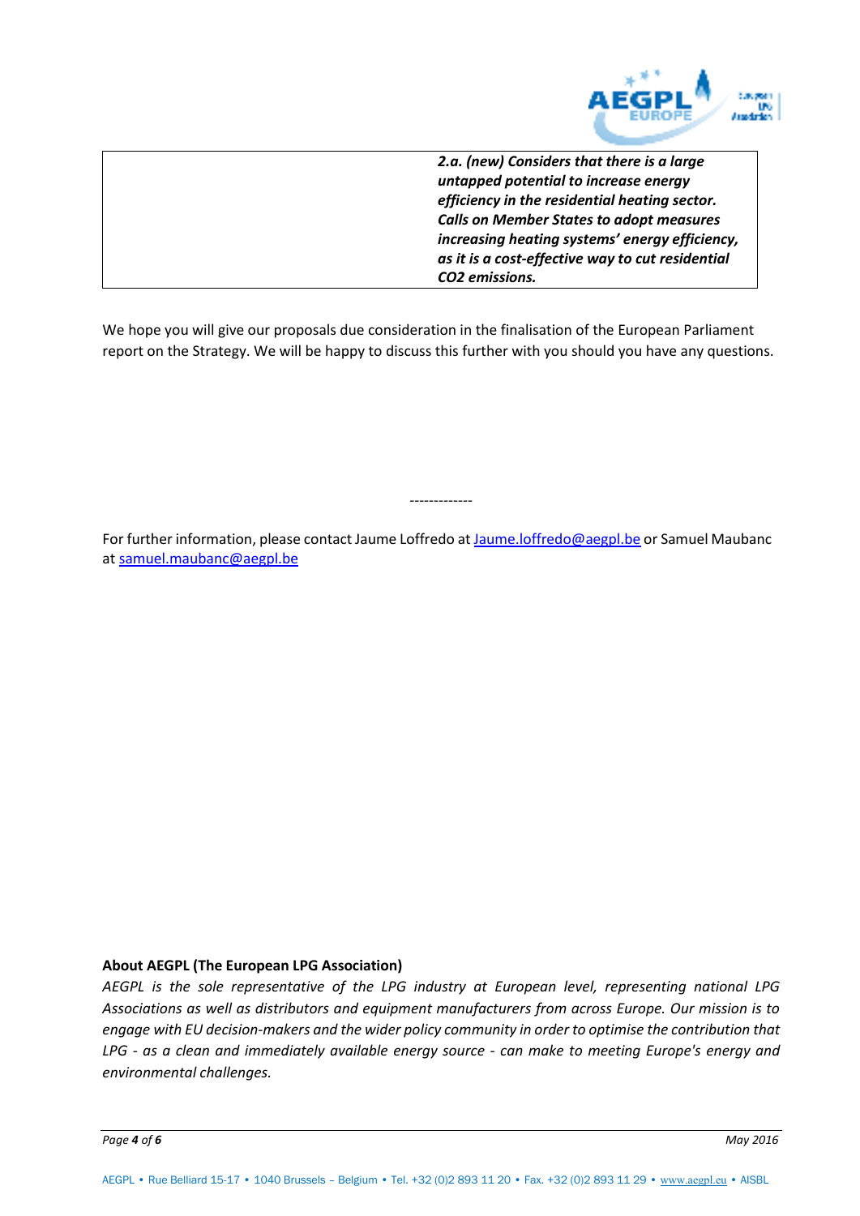| | |
|---|---|
| | ***2.a. (new) Considers that there is a large untapped potential to increase energy efficiency in the residential heating sector. Calls on Member States to adopt measures increasing heating systems' energy efficiency, as it is a cost-effective way to cut residential CO2 emissions.*** |

We hope you will give our proposals due consideration in the finalisation of the European Parliament report on the Strategy. We will be happy to discuss this further with you should you have any questions.

-------------

For further information, please contact Jaume Loffredo at Jaume.loffredo@aegpl.be or Samuel Maubanc at samuel.maubanc@aegpl.be

**About AEGPL (The European LPG Association)**

*AEGPL is the sole representative of the LPG industry at European level, representing national LPG Associations as well as distributors and equipment manufacturers from across Europe. Our mission is to engage with EU decision-makers and the wider policy community in order to optimise the contribution that LPG - as a clean and immediately available energy source - can make to meeting Europe's energy and environmental challenges.*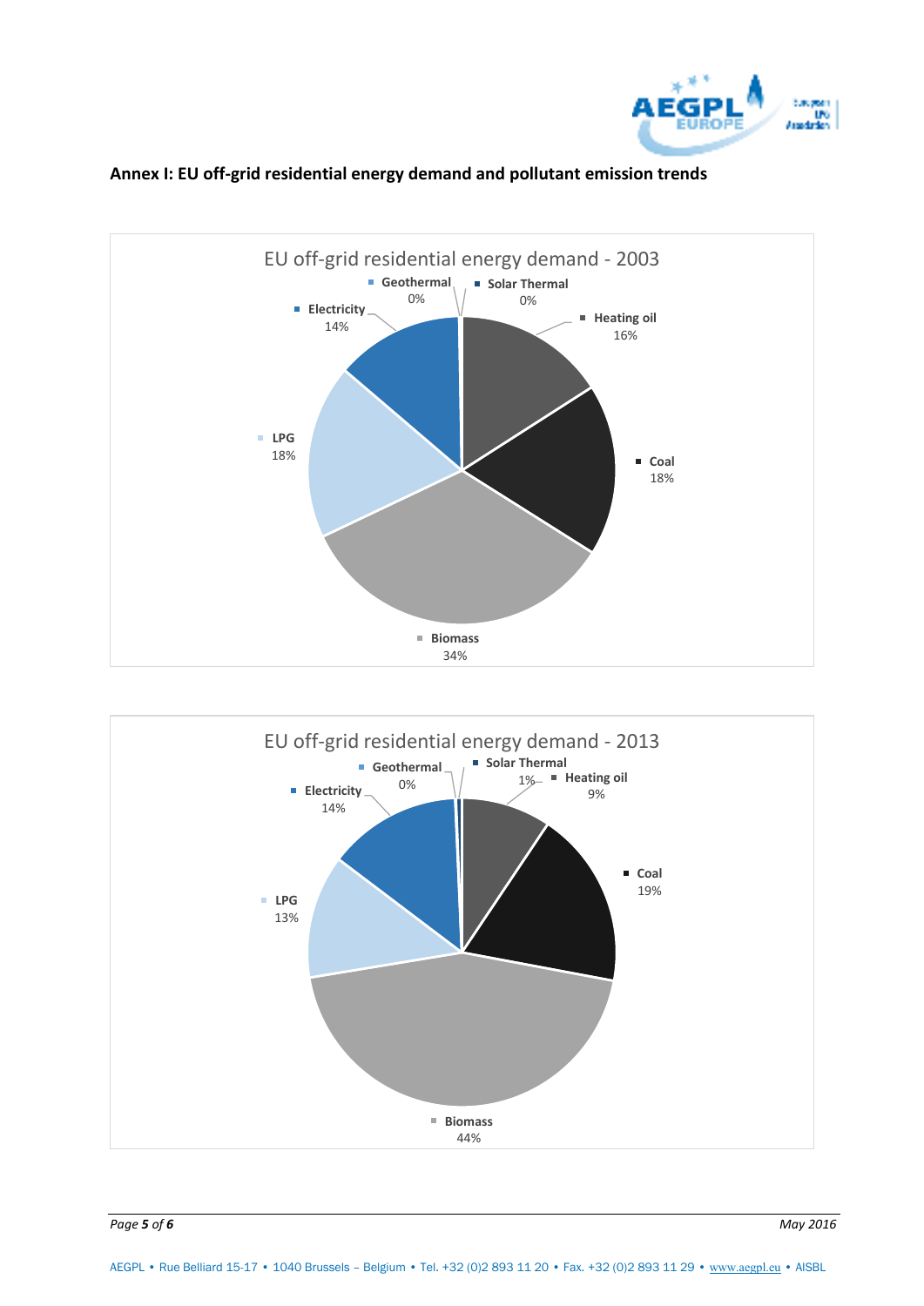## Annex I: EU off-grid residential energy demand and pollutant emission trends

EU off-grid residential energy demand - 2003

| Source | Share |
| --- | --- |
| Geothermal | 0% |
| Solar Thermal | 0% |
| Heating oil | 16% |
| Coal | 18% |
| Biomass | 34% |
| LPG | 18% |
| Electricity | 14% |

EU off-grid residential energy demand - 2013

| Source | Share |
| --- | --- |
| Geothermal | 0% |
| Solar Thermal | 1% |
| Heating oil | 9% |
| Coal | 19% |
| Biomass | 44% |
| LPG | 13% |
| Electricity | 14% |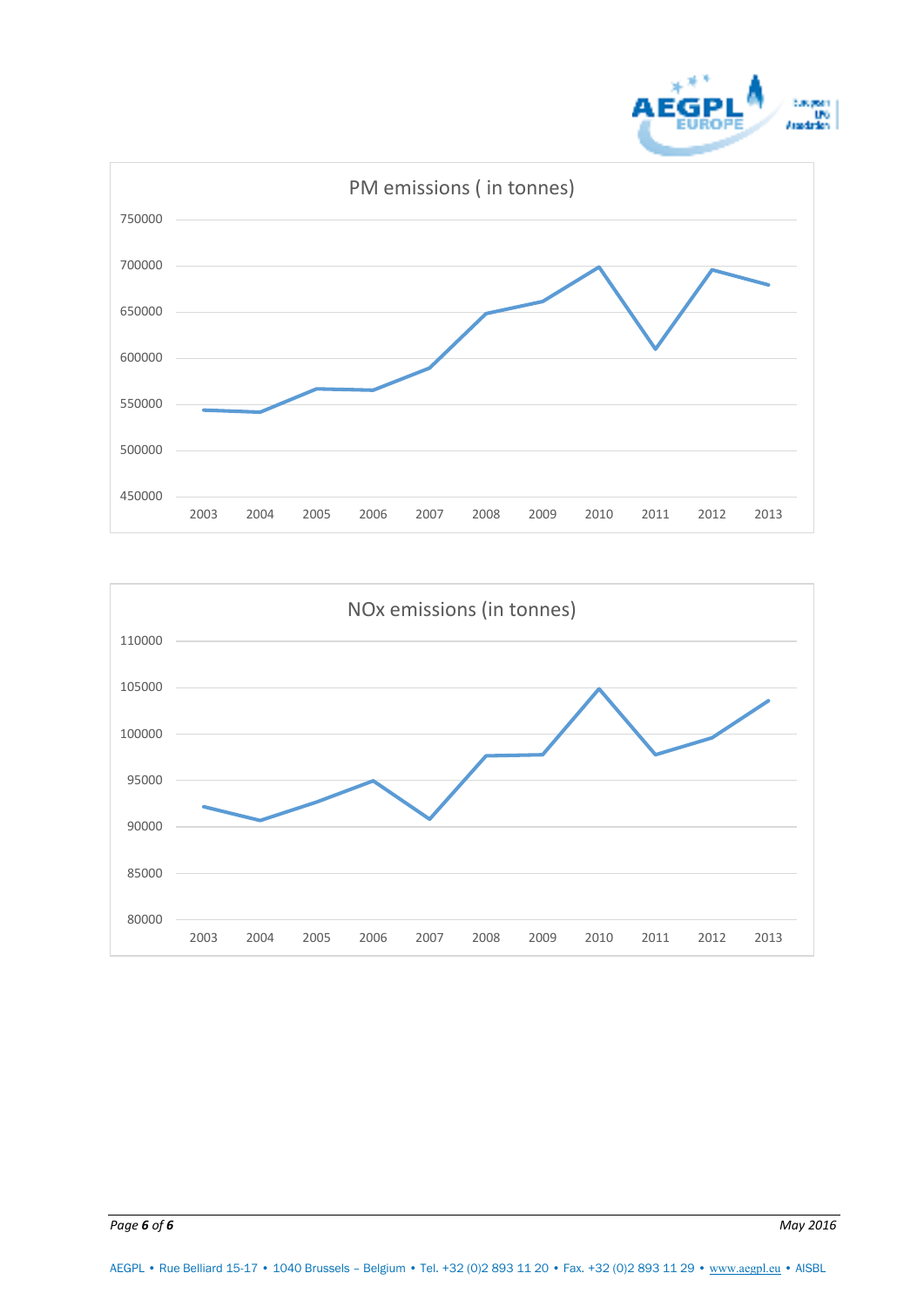PM emissions ( in tonnes)

750000
700000
650000
600000
550000
500000
450000

2003 2004 2005 2006 2007 2008 2009 2010 2011 2012 2013

NOx emissions (in tonnes)

110000
105000
100000
95000
90000
85000
80000

2003 2004 2005 2006 2007 2008 2009 2010 2011 2012 2013